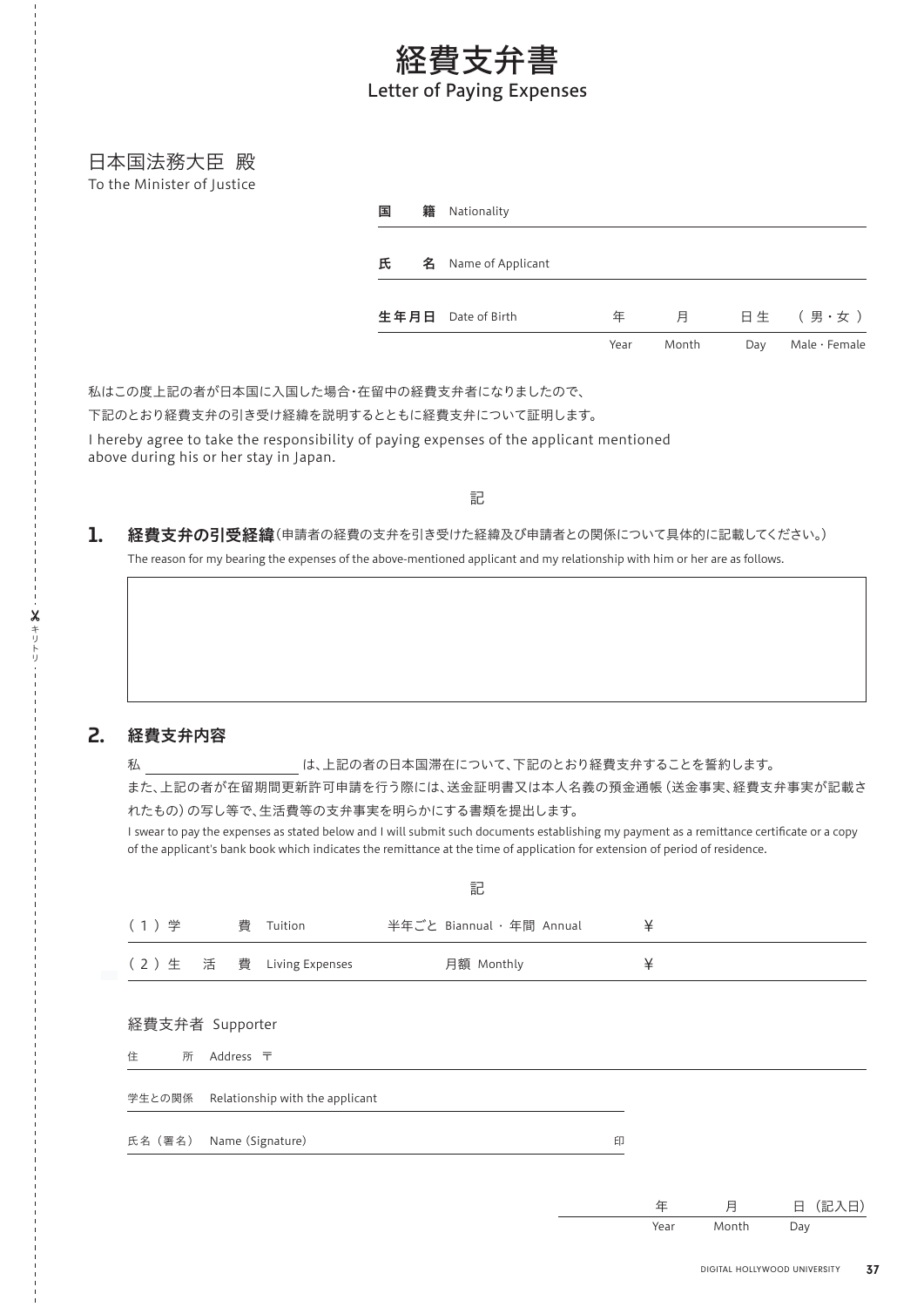# 経費支弁書

Letter of Paying Expenses

日本国法務大臣 殿

To the Minister of Justice

国　籍 Nationality

氏　名 Name of Applicant

生年月日 Date of Birth　　年 Year　月 Month　日生 Day　（男・女）Male・Female

私はこの度上記の者が日本国に入国した場合・在留中の経費支弁者になりましたので、
下記のとおり経費支弁の引き受け経緯を説明するとともに経費支弁について証明します。

I hereby agree to take the responsibility of paying expenses of the applicant mentioned above during his or her stay in Japan.

記

## 1. 経費支弁の引受経緯（申請者の経費の支弁を引き受けた経緯及び申請者との関係について具体的に記載してください。）

The reason for my bearing the expenses of the above-mentioned applicant and my relationship with him or her are as follows.

## 2. 経費支弁内容

私 ＿＿＿＿＿＿＿＿ は、上記の者の日本国滞在について、下記のとおり経費支弁することを誓約します。
また、上記の者が在留期間更新許可申請を行う際には、送金証明書又は本人名義の預金通帳（送金事実、経費支弁事実が記載されたもの）の写し等で、生活費等の支弁事実を明らかにする書類を提出します。

I swear to pay the expenses as stated below and I will submit such documents establishing my payment as a remittance certificate or a copy of the applicant's bank book which indicates the remittance at the time of application for extension of period of residence.

記

（1）学　費 Tuition　半年ごと Biannual・年間 Annual　¥

（2）生活費 Living Expenses　月額 Monthly　¥

経費支弁者 Supporter

住　所 Address 〒

学生との関係 Relationship with the applicant

氏名（署名） Name (Signature)　印

年 Year　月 Month　日（記入日） Day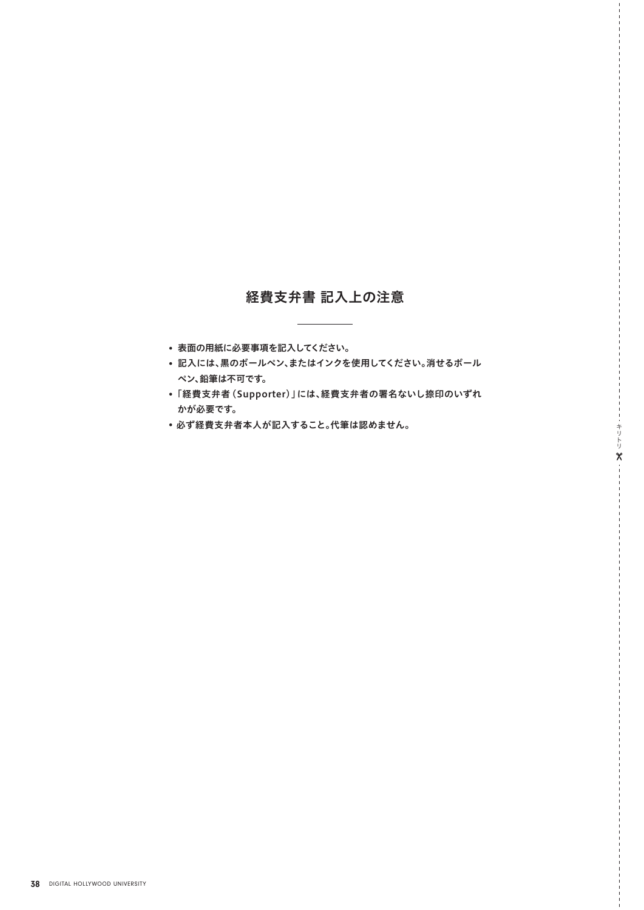## 経費支弁書 記入上の注意

- 表面の用紙に必要事項を記入してください。
- 記入には、黒のボールペン、またはインクを使用してください。消せるボールペン、鉛筆は不可です。
- 「経費支弁者（Supporter）」には、経費支弁者の署名ないし捺印のいずれかが必要です。
- 必ず経費支弁者本人が記入すること。代筆は認めません。

キリトリ